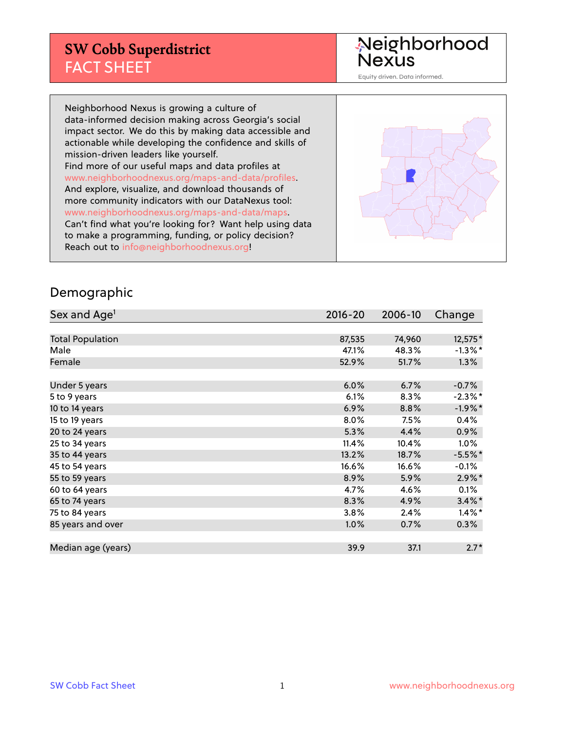# SW Cobb Superdistrict
## FACT SHEET

Neighborhood Nexus

Equity driven. Data informed.

Neighborhood Nexus is growing a culture of data-informed decision making across Georgia's social impact sector. We do this by making data accessible and actionable while developing the confidence and skills of mission-driven leaders like yourself.
Find more of our useful maps and data profiles at www.neighborhoodnexus.org/maps-and-data/profiles.
And explore, visualize, and download thousands of more community indicators with our DataNexus tool: www.neighborhoodnexus.org/maps-and-data/maps.
Can't find what you're looking for? Want help using data to make a programming, funding, or policy decision? Reach out to info@neighborhoodnexus.org!

## Demographic

| Sex and Age[1] | 2016-20 | 2006-10 | Change |
|---|---|---|---|
| Total Population | 87,535 | 74,960 | 12,575* |
| Male | 47.1% | 48.3% | -1.3%* |
| Female | 52.9% | 51.7% | 1.3% |
| | | | |
| Under 5 years | 6.0% | 6.7% | -0.7% |
| 5 to 9 years | 6.1% | 8.3% | -2.3%* |
| 10 to 14 years | 6.9% | 8.8% | -1.9%* |
| 15 to 19 years | 8.0% | 7.5% | 0.4% |
| 20 to 24 years | 5.3% | 4.4% | 0.9% |
| 25 to 34 years | 11.4% | 10.4% | 1.0% |
| 35 to 44 years | 13.2% | 18.7% | -5.5%* |
| 45 to 54 years | 16.6% | 16.6% | -0.1% |
| 55 to 59 years | 8.9% | 5.9% | 2.9%* |
| 60 to 64 years | 4.7% | 4.6% | 0.1% |
| 65 to 74 years | 8.3% | 4.9% | 3.4%* |
| 75 to 84 years | 3.8% | 2.4% | 1.4%* |
| 85 years and over | 1.0% | 0.7% | 0.3% |
| | | | |
| Median age (years) | 39.9 | 37.1 | 2.7* |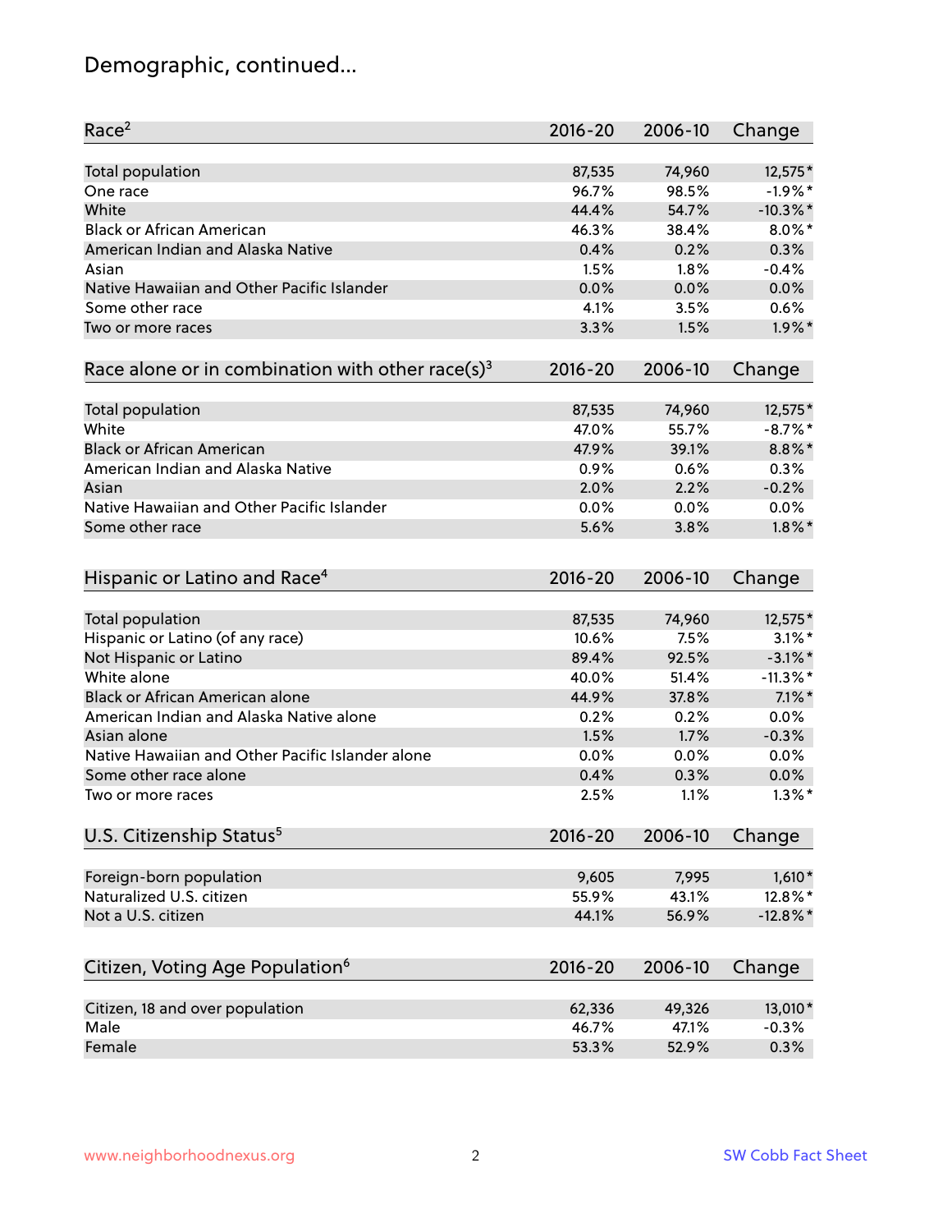# Demographic, continued...

| Race[2] | 2016-20 | 2006-10 | Change |
|---|---|---|---|
| Total population | 87,535 | 74,960 | 12,575* |
| One race | 96.7% | 98.5% | -1.9%* |
| White | 44.4% | 54.7% | -10.3%* |
| Black or African American | 46.3% | 38.4% | 8.0%* |
| American Indian and Alaska Native | 0.4% | 0.2% | 0.3% |
| Asian | 1.5% | 1.8% | -0.4% |
| Native Hawaiian and Other Pacific Islander | 0.0% | 0.0% | 0.0% |
| Some other race | 4.1% | 3.5% | 0.6% |
| Two or more races | 3.3% | 1.5% | 1.9%* |

| Race alone or in combination with other race(s)[3] | 2016-20 | 2006-10 | Change |
|---|---|---|---|
| Total population | 87,535 | 74,960 | 12,575* |
| White | 47.0% | 55.7% | -8.7%* |
| Black or African American | 47.9% | 39.1% | 8.8%* |
| American Indian and Alaska Native | 0.9% | 0.6% | 0.3% |
| Asian | 2.0% | 2.2% | -0.2% |
| Native Hawaiian and Other Pacific Islander | 0.0% | 0.0% | 0.0% |
| Some other race | 5.6% | 3.8% | 1.8%* |

| Hispanic or Latino and Race[4] | 2016-20 | 2006-10 | Change |
|---|---|---|---|
| Total population | 87,535 | 74,960 | 12,575* |
| Hispanic or Latino (of any race) | 10.6% | 7.5% | 3.1%* |
| Not Hispanic or Latino | 89.4% | 92.5% | -3.1%* |
| White alone | 40.0% | 51.4% | -11.3%* |
| Black or African American alone | 44.9% | 37.8% | 7.1%* |
| American Indian and Alaska Native alone | 0.2% | 0.2% | 0.0% |
| Asian alone | 1.5% | 1.7% | -0.3% |
| Native Hawaiian and Other Pacific Islander alone | 0.0% | 0.0% | 0.0% |
| Some other race alone | 0.4% | 0.3% | 0.0% |
| Two or more races | 2.5% | 1.1% | 1.3%* |

| U.S. Citizenship Status[5] | 2016-20 | 2006-10 | Change |
|---|---|---|---|
| Foreign-born population | 9,605 | 7,995 | 1,610* |
| Naturalized U.S. citizen | 55.9% | 43.1% | 12.8%* |
| Not a U.S. citizen | 44.1% | 56.9% | -12.8%* |

| Citizen, Voting Age Population[6] | 2016-20 | 2006-10 | Change |
|---|---|---|---|
| Citizen, 18 and over population | 62,336 | 49,326 | 13,010* |
| Male | 46.7% | 47.1% | -0.3% |
| Female | 53.3% | 52.9% | 0.3% |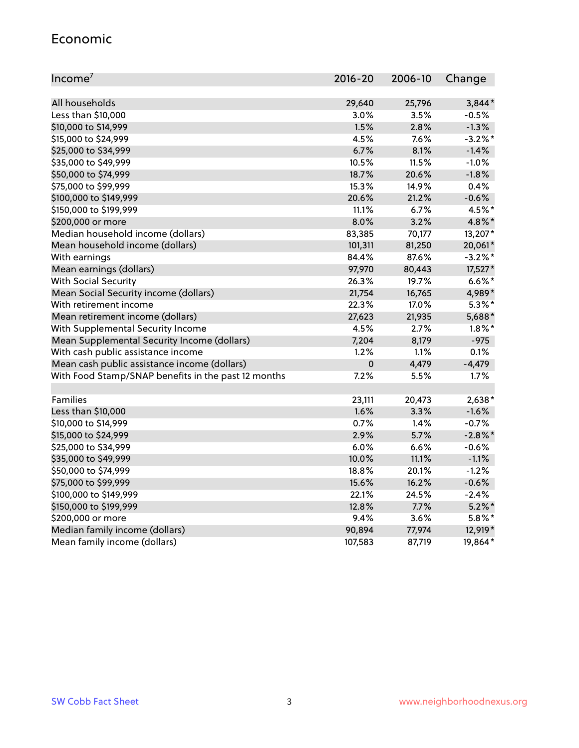## Economic

| Income[7] | 2016-20 | 2006-10 | Change |
|---|---|---|---|
| All households | 29,640 | 25,796 | 3,844* |
| Less than $10,000 | 3.0% | 3.5% | -0.5% |
| $10,000 to $14,999 | 1.5% | 2.8% | -1.3% |
| $15,000 to $24,999 | 4.5% | 7.6% | -3.2%* |
| $25,000 to $34,999 | 6.7% | 8.1% | -1.4% |
| $35,000 to $49,999 | 10.5% | 11.5% | -1.0% |
| $50,000 to $74,999 | 18.7% | 20.6% | -1.8% |
| $75,000 to $99,999 | 15.3% | 14.9% | 0.4% |
| $100,000 to $149,999 | 20.6% | 21.2% | -0.6% |
| $150,000 to $199,999 | 11.1% | 6.7% | 4.5%* |
| $200,000 or more | 8.0% | 3.2% | 4.8%* |
| Median household income (dollars) | 83,385 | 70,177 | 13,207* |
| Mean household income (dollars) | 101,311 | 81,250 | 20,061* |
| With earnings | 84.4% | 87.6% | -3.2%* |
| Mean earnings (dollars) | 97,970 | 80,443 | 17,527* |
| With Social Security | 26.3% | 19.7% | 6.6%* |
| Mean Social Security income (dollars) | 21,754 | 16,765 | 4,989* |
| With retirement income | 22.3% | 17.0% | 5.3%* |
| Mean retirement income (dollars) | 27,623 | 21,935 | 5,688* |
| With Supplemental Security Income | 4.5% | 2.7% | 1.8%* |
| Mean Supplemental Security Income (dollars) | 7,204 | 8,179 | -975 |
| With cash public assistance income | 1.2% | 1.1% | 0.1% |
| Mean cash public assistance income (dollars) | 0 | 4,479 | -4,479 |
| With Food Stamp/SNAP benefits in the past 12 months | 7.2% | 5.5% | 1.7% |
| | | | |
| Families | 23,111 | 20,473 | 2,638* |
| Less than $10,000 | 1.6% | 3.3% | -1.6% |
| $10,000 to $14,999 | 0.7% | 1.4% | -0.7% |
| $15,000 to $24,999 | 2.9% | 5.7% | -2.8%* |
| $25,000 to $34,999 | 6.0% | 6.6% | -0.6% |
| $35,000 to $49,999 | 10.0% | 11.1% | -1.1% |
| $50,000 to $74,999 | 18.8% | 20.1% | -1.2% |
| $75,000 to $99,999 | 15.6% | 16.2% | -0.6% |
| $100,000 to $149,999 | 22.1% | 24.5% | -2.4% |
| $150,000 to $199,999 | 12.8% | 7.7% | 5.2%* |
| $200,000 or more | 9.4% | 3.6% | 5.8%* |
| Median family income (dollars) | 90,894 | 77,974 | 12,919* |
| Mean family income (dollars) | 107,583 | 87,719 | 19,864* |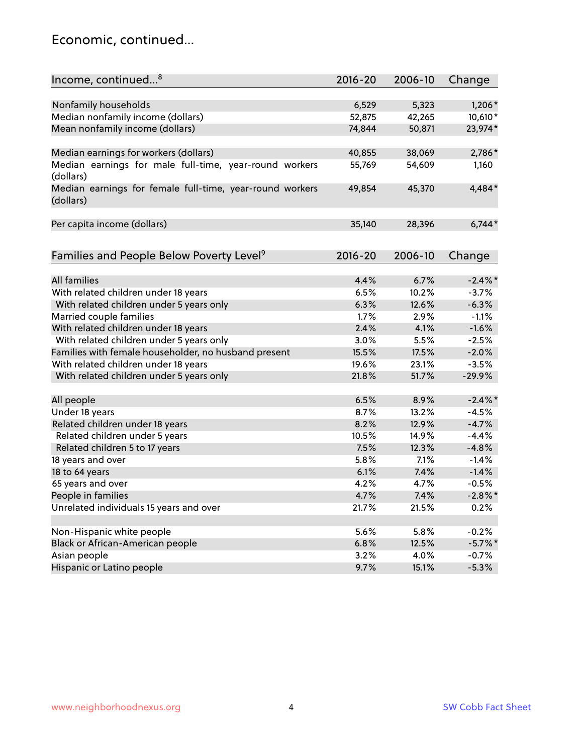## Economic, continued...

| Income, continued...[8] | 2016-20 | 2006-10 | Change |
|---|---|---|---|
| Nonfamily households | 6,529 | 5,323 | 1,206* |
| Median nonfamily income (dollars) | 52,875 | 42,265 | 10,610* |
| Mean nonfamily income (dollars) | 74,844 | 50,871 | 23,974* |
| Median earnings for workers (dollars) | 40,855 | 38,069 | 2,786* |
| Median earnings for male full-time, year-round workers (dollars) | 55,769 | 54,609 | 1,160 |
| Median earnings for female full-time, year-round workers (dollars) | 49,854 | 45,370 | 4,484* |
| Per capita income (dollars) | 35,140 | 28,396 | 6,744* |

| Families and People Below Poverty Level[9] | 2016-20 | 2006-10 | Change |
|---|---|---|---|
| All families | 4.4% | 6.7% | -2.4%* |
| With related children under 18 years | 6.5% | 10.2% | -3.7% |
| With related children under 5 years only | 6.3% | 12.6% | -6.3% |
| Married couple families | 1.7% | 2.9% | -1.1% |
| With related children under 18 years | 2.4% | 4.1% | -1.6% |
| With related children under 5 years only | 3.0% | 5.5% | -2.5% |
| Families with female householder, no husband present | 15.5% | 17.5% | -2.0% |
| With related children under 18 years | 19.6% | 23.1% | -3.5% |
| With related children under 5 years only | 21.8% | 51.7% | -29.9% |
| All people | 6.5% | 8.9% | -2.4%* |
| Under 18 years | 8.7% | 13.2% | -4.5% |
| Related children under 18 years | 8.2% | 12.9% | -4.7% |
| Related children under 5 years | 10.5% | 14.9% | -4.4% |
| Related children 5 to 17 years | 7.5% | 12.3% | -4.8% |
| 18 years and over | 5.8% | 7.1% | -1.4% |
| 18 to 64 years | 6.1% | 7.4% | -1.4% |
| 65 years and over | 4.2% | 4.7% | -0.5% |
| People in families | 4.7% | 7.4% | -2.8%* |
| Unrelated individuals 15 years and over | 21.7% | 21.5% | 0.2% |
| Non-Hispanic white people | 5.6% | 5.8% | -0.2% |
| Black or African-American people | 6.8% | 12.5% | -5.7%* |
| Asian people | 3.2% | 4.0% | -0.7% |
| Hispanic or Latino people | 9.7% | 15.1% | -5.3% |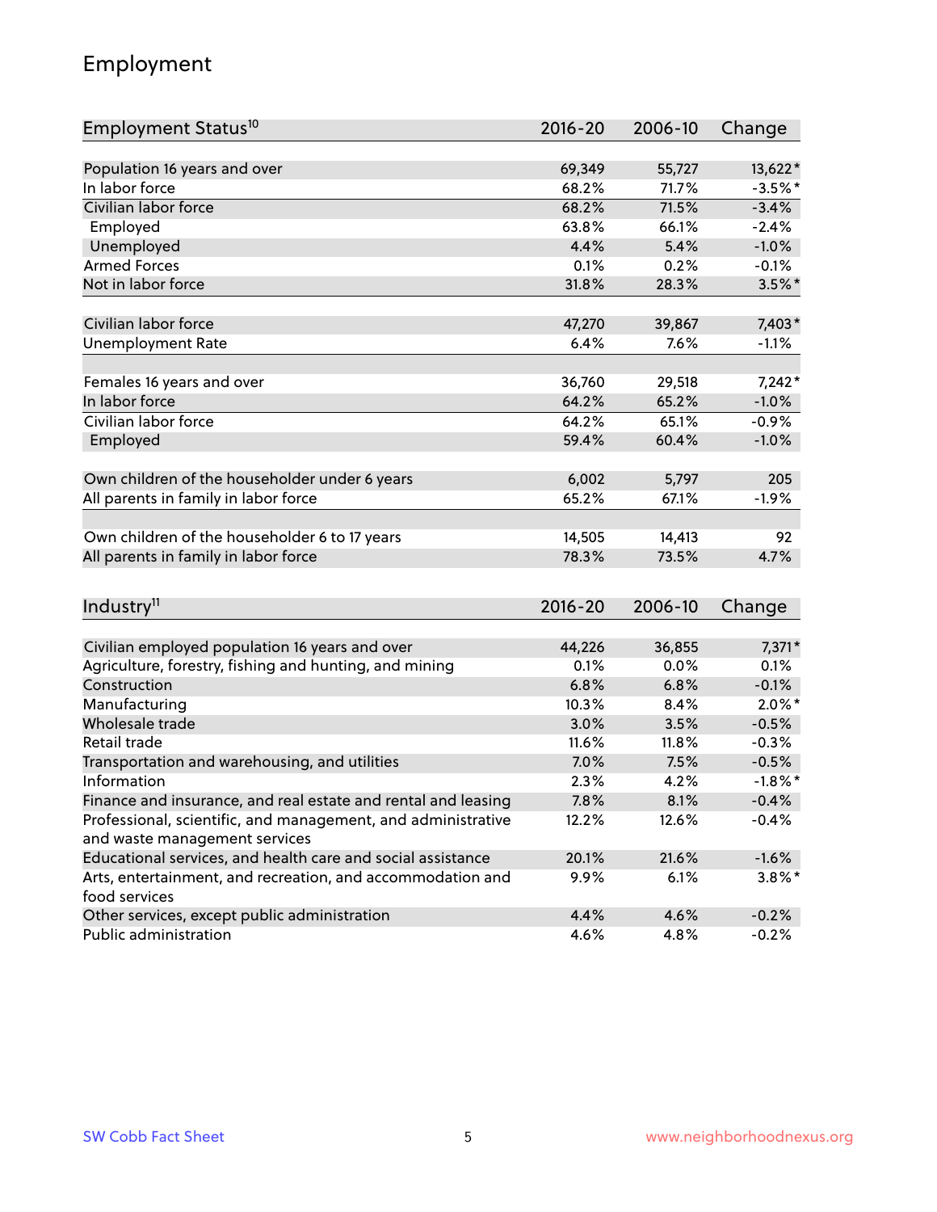## Employment

| Employment Status[10] | 2016-20 | 2006-10 | Change |
|---|---|---|---|
| Population 16 years and over | 69,349 | 55,727 | 13,622* |
| In labor force | 68.2% | 71.7% | -3.5%* |
| Civilian labor force | 68.2% | 71.5% | -3.4% |
| Employed | 63.8% | 66.1% | -2.4% |
| Unemployed | 4.4% | 5.4% | -1.0% |
| Armed Forces | 0.1% | 0.2% | -0.1% |
| Not in labor force | 31.8% | 28.3% | 3.5%* |
| | | | |
| Civilian labor force | 47,270 | 39,867 | 7,403* |
| Unemployment Rate | 6.4% | 7.6% | -1.1% |
| | | | |
| Females 16 years and over | 36,760 | 29,518 | 7,242* |
| In labor force | 64.2% | 65.2% | -1.0% |
| Civilian labor force | 64.2% | 65.1% | -0.9% |
| Employed | 59.4% | 60.4% | -1.0% |
| | | | |
| Own children of the householder under 6 years | 6,002 | 5,797 | 205 |
| All parents in family in labor force | 65.2% | 67.1% | -1.9% |
| | | | |
| Own children of the householder 6 to 17 years | 14,505 | 14,413 | 92 |
| All parents in family in labor force | 78.3% | 73.5% | 4.7% |

| Industry[11] | 2016-20 | 2006-10 | Change |
|---|---|---|---|
| Civilian employed population 16 years and over | 44,226 | 36,855 | 7,371* |
| Agriculture, forestry, fishing and hunting, and mining | 0.1% | 0.0% | 0.1% |
| Construction | 6.8% | 6.8% | -0.1% |
| Manufacturing | 10.3% | 8.4% | 2.0%* |
| Wholesale trade | 3.0% | 3.5% | -0.5% |
| Retail trade | 11.6% | 11.8% | -0.3% |
| Transportation and warehousing, and utilities | 7.0% | 7.5% | -0.5% |
| Information | 2.3% | 4.2% | -1.8%* |
| Finance and insurance, and real estate and rental and leasing | 7.8% | 8.1% | -0.4% |
| Professional, scientific, and management, and administrative and waste management services | 12.2% | 12.6% | -0.4% |
| Educational services, and health care and social assistance | 20.1% | 21.6% | -1.6% |
| Arts, entertainment, and recreation, and accommodation and food services | 9.9% | 6.1% | 3.8%* |
| Other services, except public administration | 4.4% | 4.6% | -0.2% |
| Public administration | 4.6% | 4.8% | -0.2% |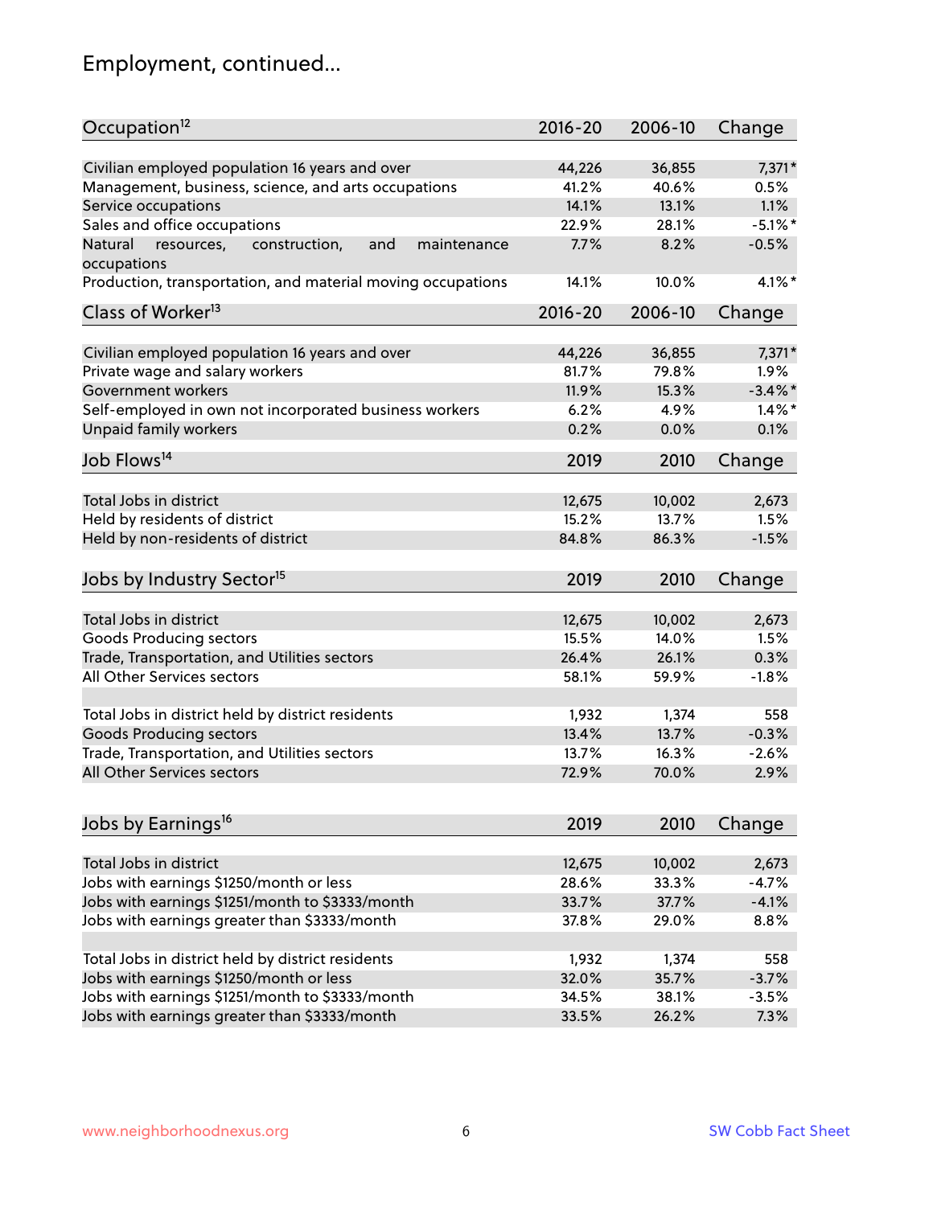# Employment, continued...

| Occupation[12] | 2016-20 | 2006-10 | Change |
|---|---|---|---|
| Civilian employed population 16 years and over | 44,226 | 36,855 | 7,371* |
| Management, business, science, and arts occupations | 41.2% | 40.6% | 0.5% |
| Service occupations | 14.1% | 13.1% | 1.1% |
| Sales and office occupations | 22.9% | 28.1% | -5.1%* |
| Natural resources, construction, and maintenance occupations | 7.7% | 8.2% | -0.5% |
| Production, transportation, and material moving occupations | 14.1% | 10.0% | 4.1%* |

| Class of Worker[13] | 2016-20 | 2006-10 | Change |
|---|---|---|---|
| Civilian employed population 16 years and over | 44,226 | 36,855 | 7,371* |
| Private wage and salary workers | 81.7% | 79.8% | 1.9% |
| Government workers | 11.9% | 15.3% | -3.4%* |
| Self-employed in own not incorporated business workers | 6.2% | 4.9% | 1.4%* |
| Unpaid family workers | 0.2% | 0.0% | 0.1% |

| Job Flows[14] | 2019 | 2010 | Change |
|---|---|---|---|
| Total Jobs in district | 12,675 | 10,002 | 2,673 |
| Held by residents of district | 15.2% | 13.7% | 1.5% |
| Held by non-residents of district | 84.8% | 86.3% | -1.5% |

| Jobs by Industry Sector[15] | 2019 | 2010 | Change |
|---|---|---|---|
| Total Jobs in district | 12,675 | 10,002 | 2,673 |
| Goods Producing sectors | 15.5% | 14.0% | 1.5% |
| Trade, Transportation, and Utilities sectors | 26.4% | 26.1% | 0.3% |
| All Other Services sectors | 58.1% | 59.9% | -1.8% |
| | | | |
| Total Jobs in district held by district residents | 1,932 | 1,374 | 558 |
| Goods Producing sectors | 13.4% | 13.7% | -0.3% |
| Trade, Transportation, and Utilities sectors | 13.7% | 16.3% | -2.6% |
| All Other Services sectors | 72.9% | 70.0% | 2.9% |

| Jobs by Earnings[16] | 2019 | 2010 | Change |
|---|---|---|---|
| Total Jobs in district | 12,675 | 10,002 | 2,673 |
| Jobs with earnings $1250/month or less | 28.6% | 33.3% | -4.7% |
| Jobs with earnings $1251/month to $3333/month | 33.7% | 37.7% | -4.1% |
| Jobs with earnings greater than $3333/month | 37.8% | 29.0% | 8.8% |
| | | | |
| Total Jobs in district held by district residents | 1,932 | 1,374 | 558 |
| Jobs with earnings $1250/month or less | 32.0% | 35.7% | -3.7% |
| Jobs with earnings $1251/month to $3333/month | 34.5% | 38.1% | -3.5% |
| Jobs with earnings greater than $3333/month | 33.5% | 26.2% | 7.3% |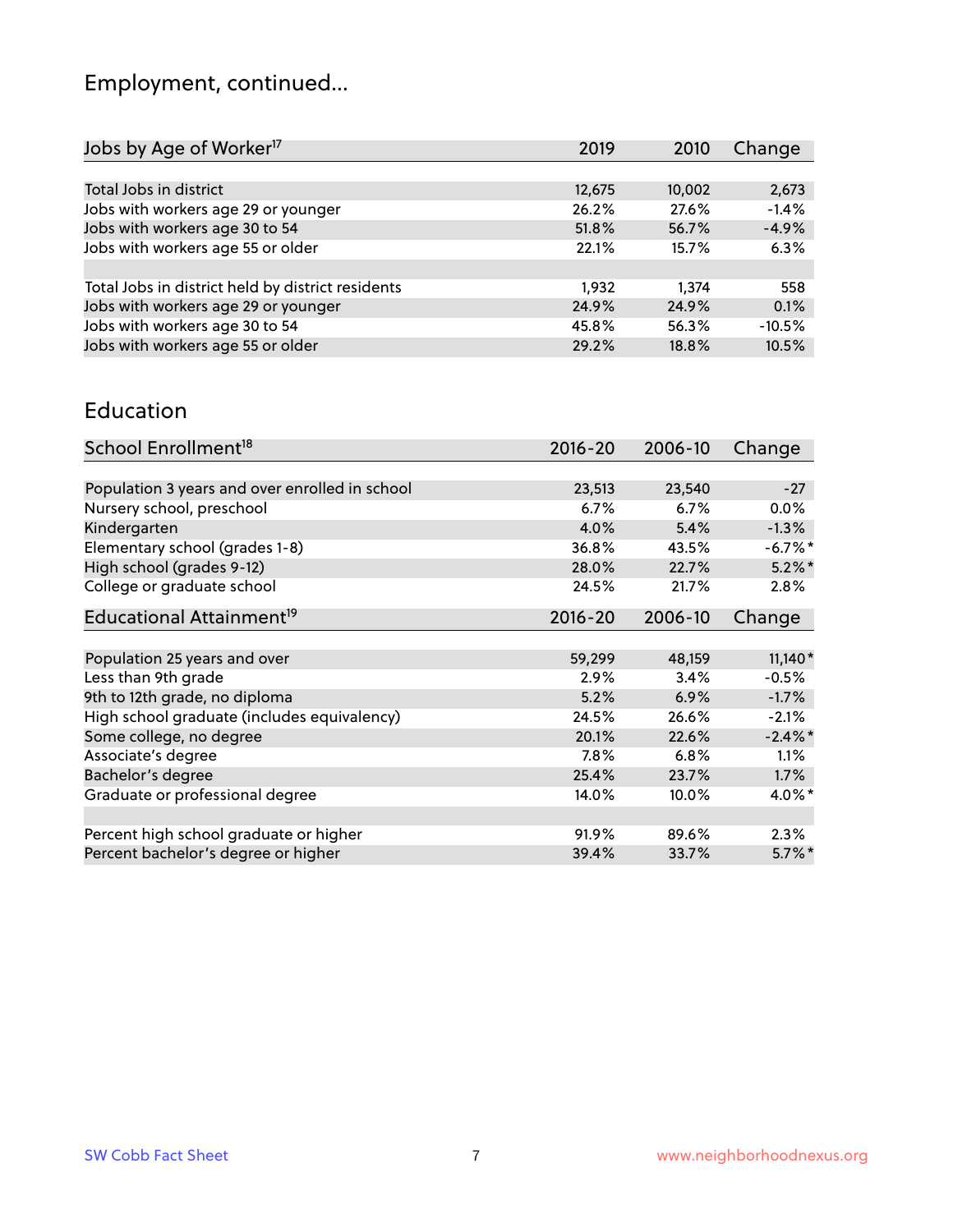## Employment, continued...

| Jobs by Age of Worker[17] | 2019 | 2010 | Change |
|---|---|---|---|
| | | | |
| Total Jobs in district | 12,675 | 10,002 | 2,673 |
| Jobs with workers age 29 or younger | 26.2% | 27.6% | -1.4% |
| Jobs with workers age 30 to 54 | 51.8% | 56.7% | -4.9% |
| Jobs with workers age 55 or older | 22.1% | 15.7% | 6.3% |
| | | | |
| Total Jobs in district held by district residents | 1,932 | 1,374 | 558 |
| Jobs with workers age 29 or younger | 24.9% | 24.9% | 0.1% |
| Jobs with workers age 30 to 54 | 45.8% | 56.3% | -10.5% |
| Jobs with workers age 55 or older | 29.2% | 18.8% | 10.5% |

## Education

| School Enrollment[18] | 2016-20 | 2006-10 | Change |
|---|---|---|---|
| | | | |
| Population 3 years and over enrolled in school | 23,513 | 23,540 | -27 |
| Nursery school, preschool | 6.7% | 6.7% | 0.0% |
| Kindergarten | 4.0% | 5.4% | -1.3% |
| Elementary school (grades 1-8) | 36.8% | 43.5% | -6.7%* |
| High school (grades 9-12) | 28.0% | 22.7% | 5.2%* |
| College or graduate school | 24.5% | 21.7% | 2.8% |

| Educational Attainment[19] | 2016-20 | 2006-10 | Change |
|---|---|---|---|
| | | | |
| Population 25 years and over | 59,299 | 48,159 | 11,140* |
| Less than 9th grade | 2.9% | 3.4% | -0.5% |
| 9th to 12th grade, no diploma | 5.2% | 6.9% | -1.7% |
| High school graduate (includes equivalency) | 24.5% | 26.6% | -2.1% |
| Some college, no degree | 20.1% | 22.6% | -2.4%* |
| Associate's degree | 7.8% | 6.8% | 1.1% |
| Bachelor's degree | 25.4% | 23.7% | 1.7% |
| Graduate or professional degree | 14.0% | 10.0% | 4.0%* |
| | | | |
| Percent high school graduate or higher | 91.9% | 89.6% | 2.3% |
| Percent bachelor's degree or higher | 39.4% | 33.7% | 5.7%* |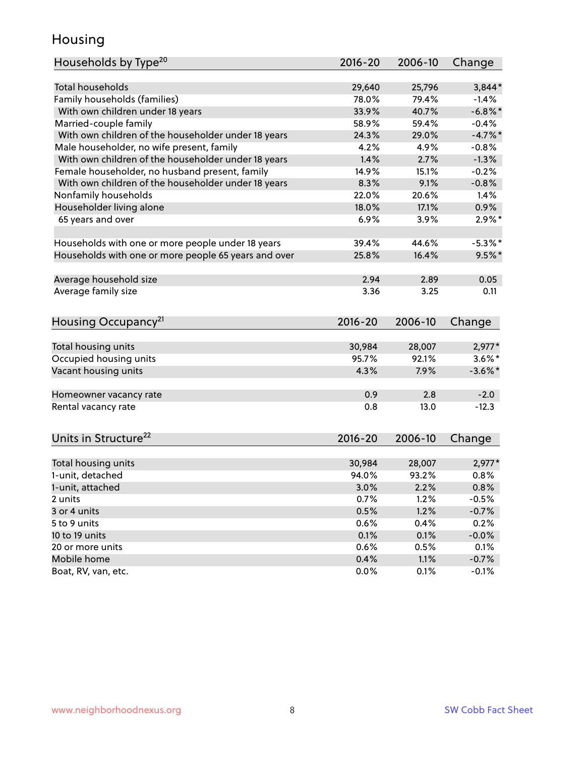## Housing

| Households by Type[20] | 2016-20 | 2006-10 | Change |
|---|---|---|---|
| Total households | 29,640 | 25,796 | 3,844* |
| Family households (families) | 78.0% | 79.4% | -1.4% |
| With own children under 18 years | 33.9% | 40.7% | -6.8%* |
| Married-couple family | 58.9% | 59.4% | -0.4% |
| With own children of the householder under 18 years | 24.3% | 29.0% | -4.7%* |
| Male householder, no wife present, family | 4.2% | 4.9% | -0.8% |
| With own children of the householder under 18 years | 1.4% | 2.7% | -1.3% |
| Female householder, no husband present, family | 14.9% | 15.1% | -0.2% |
| With own children of the householder under 18 years | 8.3% | 9.1% | -0.8% |
| Nonfamily households | 22.0% | 20.6% | 1.4% |
| Householder living alone | 18.0% | 17.1% | 0.9% |
| 65 years and over | 6.9% | 3.9% | 2.9%* |
| | | | |
| Households with one or more people under 18 years | 39.4% | 44.6% | -5.3%* |
| Households with one or more people 65 years and over | 25.8% | 16.4% | 9.5%* |
| | | | |
| Average household size | 2.94 | 2.89 | 0.05 |
| Average family size | 3.36 | 3.25 | 0.11 |

| Housing Occupancy[21] | 2016-20 | 2006-10 | Change |
|---|---|---|---|
| Total housing units | 30,984 | 28,007 | 2,977* |
| Occupied housing units | 95.7% | 92.1% | 3.6%* |
| Vacant housing units | 4.3% | 7.9% | -3.6%* |
| | | | |
| Homeowner vacancy rate | 0.9 | 2.8 | -2.0 |
| Rental vacancy rate | 0.8 | 13.0 | -12.3 |

| Units in Structure[22] | 2016-20 | 2006-10 | Change |
|---|---|---|---|
| Total housing units | 30,984 | 28,007 | 2,977* |
| 1-unit, detached | 94.0% | 93.2% | 0.8% |
| 1-unit, attached | 3.0% | 2.2% | 0.8% |
| 2 units | 0.7% | 1.2% | -0.5% |
| 3 or 4 units | 0.5% | 1.2% | -0.7% |
| 5 to 9 units | 0.6% | 0.4% | 0.2% |
| 10 to 19 units | 0.1% | 0.1% | -0.0% |
| 20 or more units | 0.6% | 0.5% | 0.1% |
| Mobile home | 0.4% | 1.1% | -0.7% |
| Boat, RV, van, etc. | 0.0% | 0.1% | -0.1% |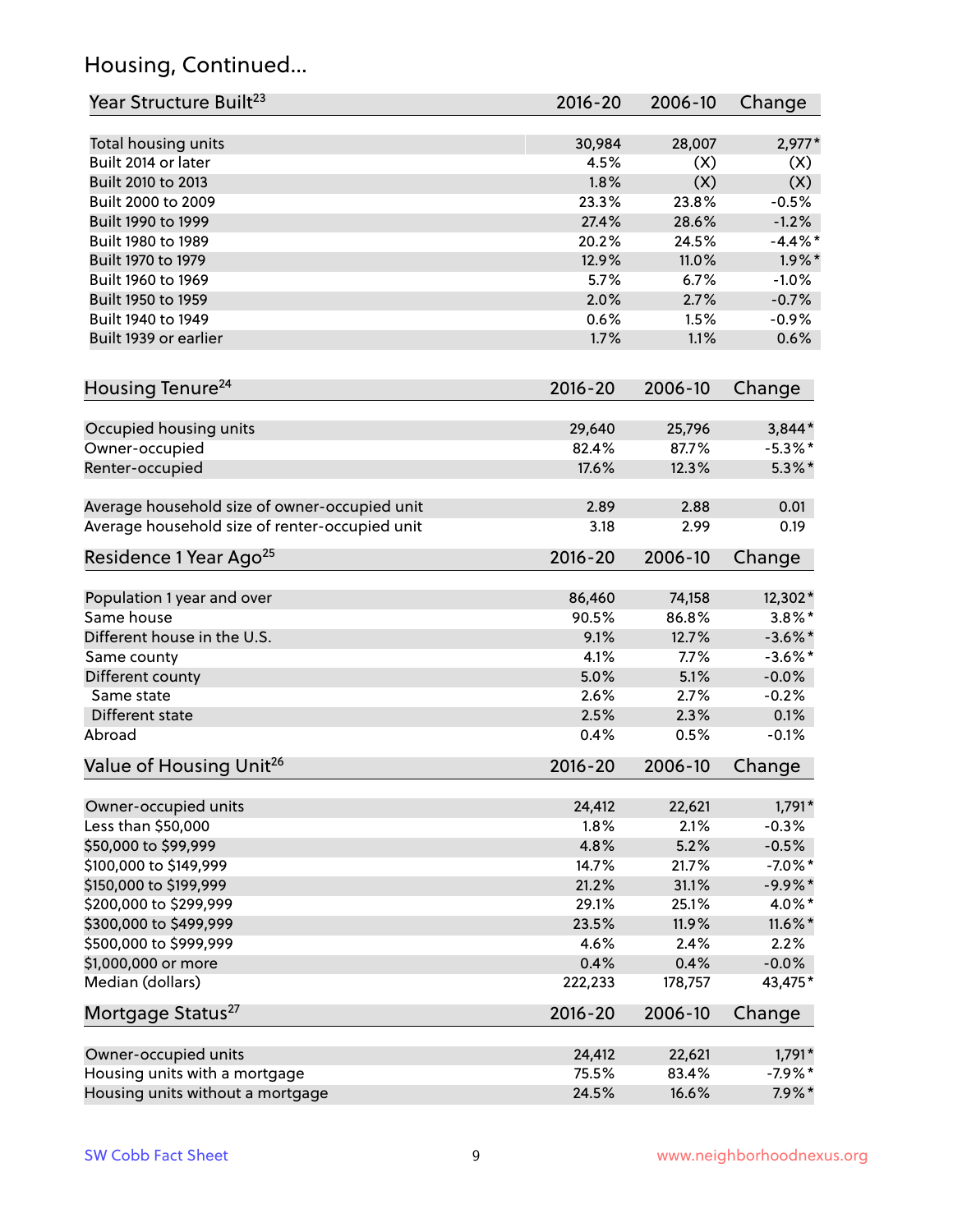## Housing, Continued...

| Year Structure Built[23] | 2016-20 | 2006-10 | Change |
|---|---|---|---|
| Total housing units | 30,984 | 28,007 | 2,977* |
| Built 2014 or later | 4.5% | (X) | (X) |
| Built 2010 to 2013 | 1.8% | (X) | (X) |
| Built 2000 to 2009 | 23.3% | 23.8% | -0.5% |
| Built 1990 to 1999 | 27.4% | 28.6% | -1.2% |
| Built 1980 to 1989 | 20.2% | 24.5% | -4.4%* |
| Built 1970 to 1979 | 12.9% | 11.0% | 1.9%* |
| Built 1960 to 1969 | 5.7% | 6.7% | -1.0% |
| Built 1950 to 1959 | 2.0% | 2.7% | -0.7% |
| Built 1940 to 1949 | 0.6% | 1.5% | -0.9% |
| Built 1939 or earlier | 1.7% | 1.1% | 0.6% |

| Housing Tenure[24] | 2016-20 | 2006-10 | Change |
|---|---|---|---|
| Occupied housing units | 29,640 | 25,796 | 3,844* |
| Owner-occupied | 82.4% | 87.7% | -5.3%* |
| Renter-occupied | 17.6% | 12.3% | 5.3%* |
| Average household size of owner-occupied unit | 2.89 | 2.88 | 0.01 |
| Average household size of renter-occupied unit | 3.18 | 2.99 | 0.19 |

| Residence 1 Year Ago[25] | 2016-20 | 2006-10 | Change |
|---|---|---|---|
| Population 1 year and over | 86,460 | 74,158 | 12,302* |
| Same house | 90.5% | 86.8% | 3.8%* |
| Different house in the U.S. | 9.1% | 12.7% | -3.6%* |
| Same county | 4.1% | 7.7% | -3.6%* |
| Different county | 5.0% | 5.1% | -0.0% |
| Same state | 2.6% | 2.7% | -0.2% |
| Different state | 2.5% | 2.3% | 0.1% |
| Abroad | 0.4% | 0.5% | -0.1% |

| Value of Housing Unit[26] | 2016-20 | 2006-10 | Change |
|---|---|---|---|
| Owner-occupied units | 24,412 | 22,621 | 1,791* |
| Less than $50,000 | 1.8% | 2.1% | -0.3% |
| $50,000 to $99,999 | 4.8% | 5.2% | -0.5% |
| $100,000 to $149,999 | 14.7% | 21.7% | -7.0%* |
| $150,000 to $199,999 | 21.2% | 31.1% | -9.9%* |
| $200,000 to $299,999 | 29.1% | 25.1% | 4.0%* |
| $300,000 to $499,999 | 23.5% | 11.9% | 11.6%* |
| $500,000 to $999,999 | 4.6% | 2.4% | 2.2% |
| $1,000,000 or more | 0.4% | 0.4% | -0.0% |
| Median (dollars) | 222,233 | 178,757 | 43,475* |

| Mortgage Status[27] | 2016-20 | 2006-10 | Change |
|---|---|---|---|
| Owner-occupied units | 24,412 | 22,621 | 1,791* |
| Housing units with a mortgage | 75.5% | 83.4% | -7.9%* |
| Housing units without a mortgage | 24.5% | 16.6% | 7.9%* |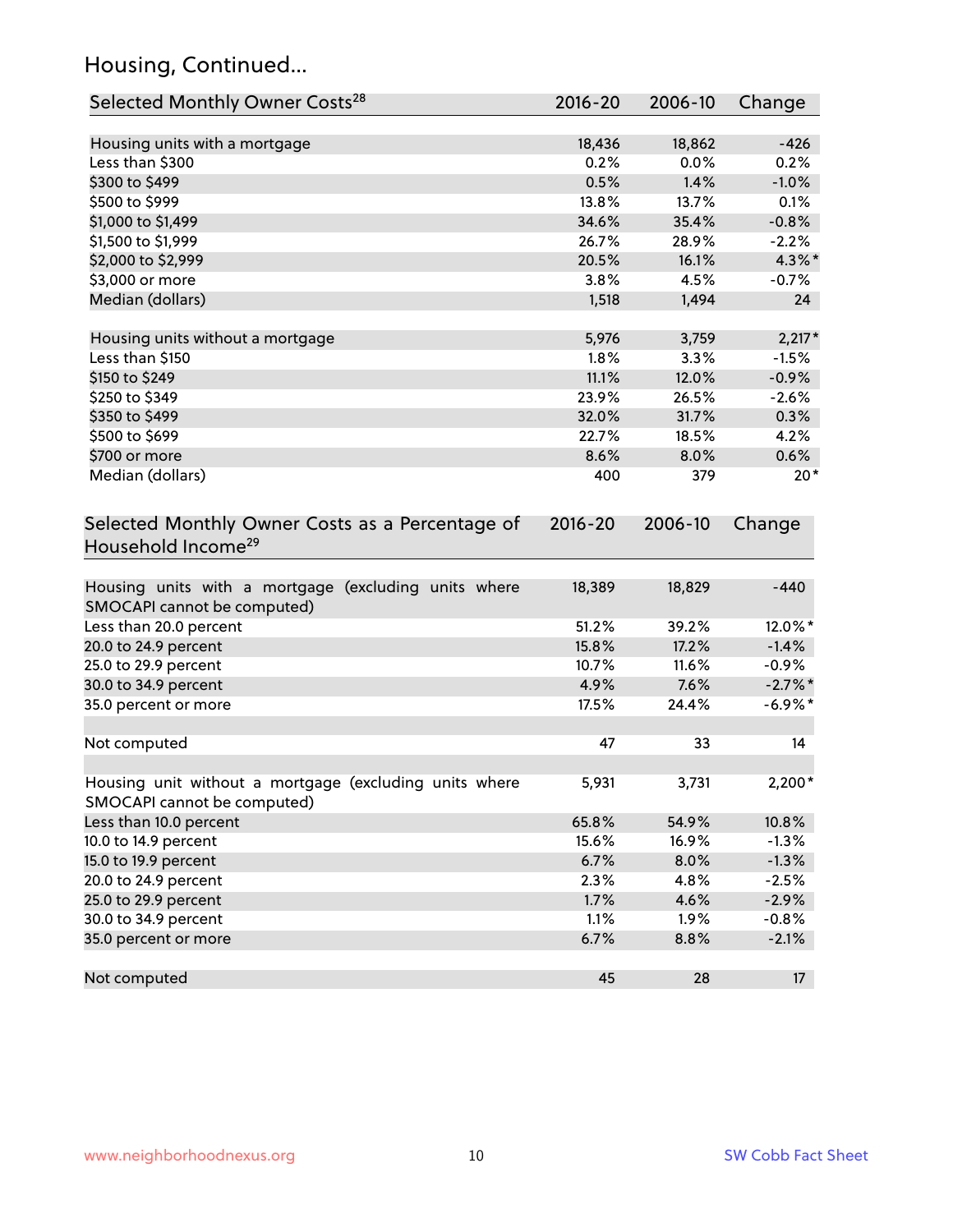## Housing, Continued...

| Selected Monthly Owner Costs[28] | 2016-20 | 2006-10 | Change |
|---|---|---|---|
| Housing units with a mortgage | 18,436 | 18,862 | -426 |
| Less than $300 | 0.2% | 0.0% | 0.2% |
| $300 to $499 | 0.5% | 1.4% | -1.0% |
| $500 to $999 | 13.8% | 13.7% | 0.1% |
| $1,000 to $1,499 | 34.6% | 35.4% | -0.8% |
| $1,500 to $1,999 | 26.7% | 28.9% | -2.2% |
| $2,000 to $2,999 | 20.5% | 16.1% | 4.3%* |
| $3,000 or more | 3.8% | 4.5% | -0.7% |
| Median (dollars) | 1,518 | 1,494 | 24 |
| | | | |
| Housing units without a mortgage | 5,976 | 3,759 | 2,217* |
| Less than $150 | 1.8% | 3.3% | -1.5% |
| $150 to $249 | 11.1% | 12.0% | -0.9% |
| $250 to $349 | 23.9% | 26.5% | -2.6% |
| $350 to $499 | 32.0% | 31.7% | 0.3% |
| $500 to $699 | 22.7% | 18.5% | 4.2% |
| $700 or more | 8.6% | 8.0% | 0.6% |
| Median (dollars) | 400 | 379 | 20* |

| Selected Monthly Owner Costs as a Percentage of Household Income[29] | 2016-20 | 2006-10 | Change |
|---|---|---|---|
| Housing units with a mortgage (excluding units where SMOCAPI cannot be computed) | 18,389 | 18,829 | -440 |
| Less than 20.0 percent | 51.2% | 39.2% | 12.0%* |
| 20.0 to 24.9 percent | 15.8% | 17.2% | -1.4% |
| 25.0 to 29.9 percent | 10.7% | 11.6% | -0.9% |
| 30.0 to 34.9 percent | 4.9% | 7.6% | -2.7%* |
| 35.0 percent or more | 17.5% | 24.4% | -6.9%* |
| | | | |
| Not computed | 47 | 33 | 14 |
| | | | |
| Housing unit without a mortgage (excluding units where SMOCAPI cannot be computed) | 5,931 | 3,731 | 2,200* |
| Less than 10.0 percent | 65.8% | 54.9% | 10.8% |
| 10.0 to 14.9 percent | 15.6% | 16.9% | -1.3% |
| 15.0 to 19.9 percent | 6.7% | 8.0% | -1.3% |
| 20.0 to 24.9 percent | 2.3% | 4.8% | -2.5% |
| 25.0 to 29.9 percent | 1.7% | 4.6% | -2.9% |
| 30.0 to 34.9 percent | 1.1% | 1.9% | -0.8% |
| 35.0 percent or more | 6.7% | 8.8% | -2.1% |
| | | | |
| Not computed | 45 | 28 | 17 |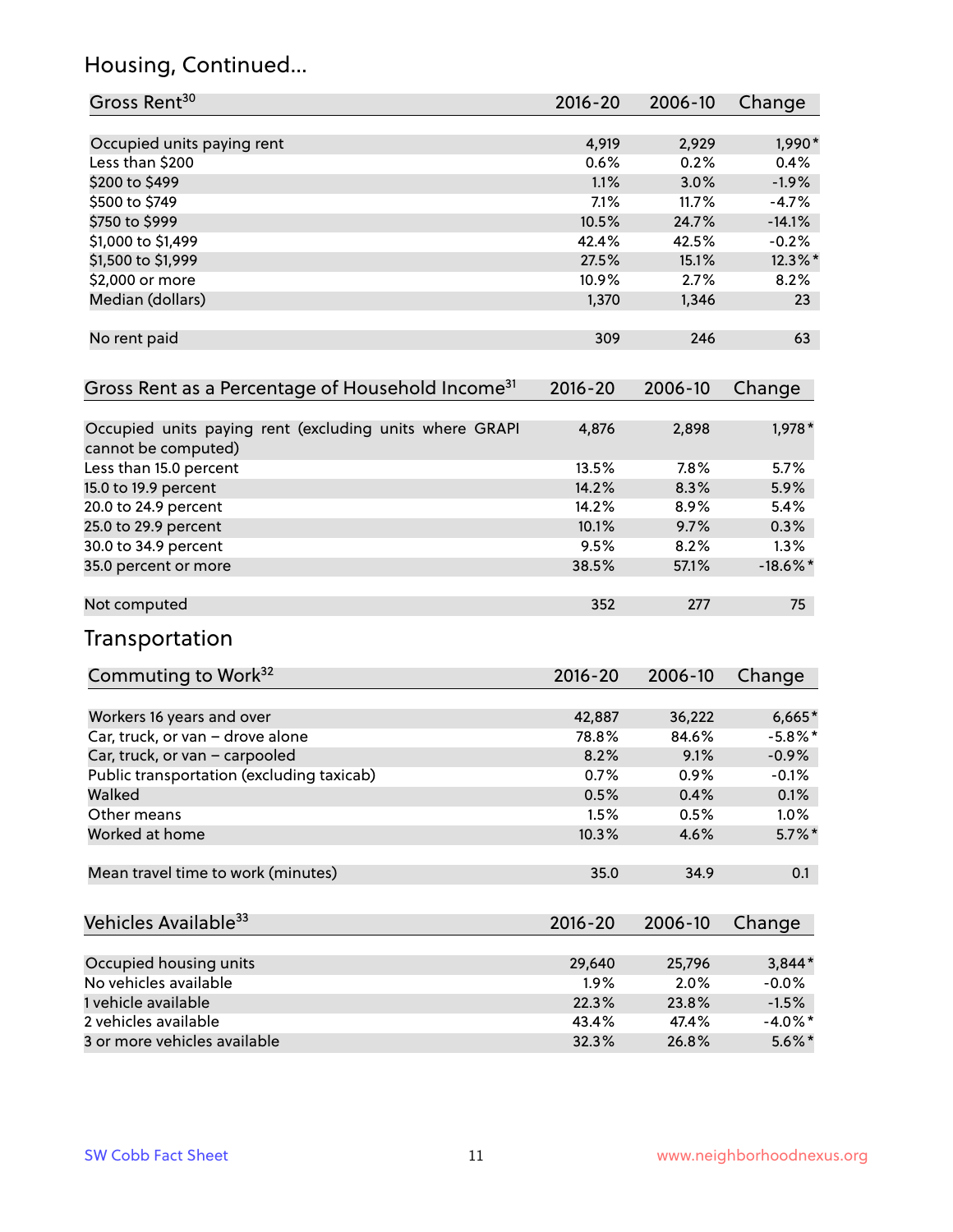## Housing, Continued...

| Gross Rent[30] | 2016-20 | 2006-10 | Change |
|---|---|---|---|
| Occupied units paying rent | 4,919 | 2,929 | 1,990* |
| Less than $200 | 0.6% | 0.2% | 0.4% |
| $200 to $499 | 1.1% | 3.0% | -1.9% |
| $500 to $749 | 7.1% | 11.7% | -4.7% |
| $750 to $999 | 10.5% | 24.7% | -14.1% |
| $1,000 to $1,499 | 42.4% | 42.5% | -0.2% |
| $1,500 to $1,999 | 27.5% | 15.1% | 12.3%* |
| $2,000 or more | 10.9% | 2.7% | 8.2% |
| Median (dollars) | 1,370 | 1,346 | 23 |
| No rent paid | 309 | 246 | 63 |

| Gross Rent as a Percentage of Household Income[31] | 2016-20 | 2006-10 | Change |
|---|---|---|---|
| Occupied units paying rent (excluding units where GRAPI cannot be computed) | 4,876 | 2,898 | 1,978* |
| Less than 15.0 percent | 13.5% | 7.8% | 5.7% |
| 15.0 to 19.9 percent | 14.2% | 8.3% | 5.9% |
| 20.0 to 24.9 percent | 14.2% | 8.9% | 5.4% |
| 25.0 to 29.9 percent | 10.1% | 9.7% | 0.3% |
| 30.0 to 34.9 percent | 9.5% | 8.2% | 1.3% |
| 35.0 percent or more | 38.5% | 57.1% | -18.6%* |
| Not computed | 352 | 277 | 75 |

## Transportation

| Commuting to Work[32] | 2016-20 | 2006-10 | Change |
|---|---|---|---|
| Workers 16 years and over | 42,887 | 36,222 | 6,665* |
| Car, truck, or van – drove alone | 78.8% | 84.6% | -5.8%* |
| Car, truck, or van – carpooled | 8.2% | 9.1% | -0.9% |
| Public transportation (excluding taxicab) | 0.7% | 0.9% | -0.1% |
| Walked | 0.5% | 0.4% | 0.1% |
| Other means | 1.5% | 0.5% | 1.0% |
| Worked at home | 10.3% | 4.6% | 5.7%* |
| Mean travel time to work (minutes) | 35.0 | 34.9 | 0.1 |

| Vehicles Available[33] | 2016-20 | 2006-10 | Change |
|---|---|---|---|
| Occupied housing units | 29,640 | 25,796 | 3,844* |
| No vehicles available | 1.9% | 2.0% | -0.0% |
| 1 vehicle available | 22.3% | 23.8% | -1.5% |
| 2 vehicles available | 43.4% | 47.4% | -4.0%* |
| 3 or more vehicles available | 32.3% | 26.8% | 5.6%* |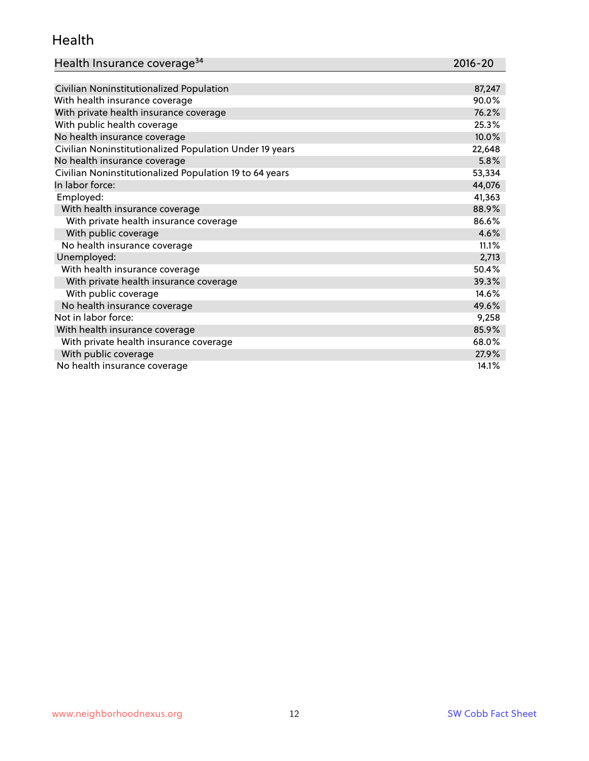## Health

| Health Insurance coverage[34] | 2016-20 |
|---|---|
| Civilian Noninstitutionalized Population | 87,247 |
| With health insurance coverage | 90.0% |
| With private health insurance coverage | 76.2% |
| With public health coverage | 25.3% |
| No health insurance coverage | 10.0% |
| Civilian Noninstitutionalized Population Under 19 years | 22,648 |
| No health insurance coverage | 5.8% |
| Civilian Noninstitutionalized Population 19 to 64 years | 53,334 |
| In labor force: | 44,076 |
| Employed: | 41,363 |
| With health insurance coverage | 88.9% |
| With private health insurance coverage | 86.6% |
| With public coverage | 4.6% |
| No health insurance coverage | 11.1% |
| Unemployed: | 2,713 |
| With health insurance coverage | 50.4% |
| With private health insurance coverage | 39.3% |
| With public coverage | 14.6% |
| No health insurance coverage | 49.6% |
| Not in labor force: | 9,258 |
| With health insurance coverage | 85.9% |
| With private health insurance coverage | 68.0% |
| With public coverage | 27.9% |
| No health insurance coverage | 14.1% |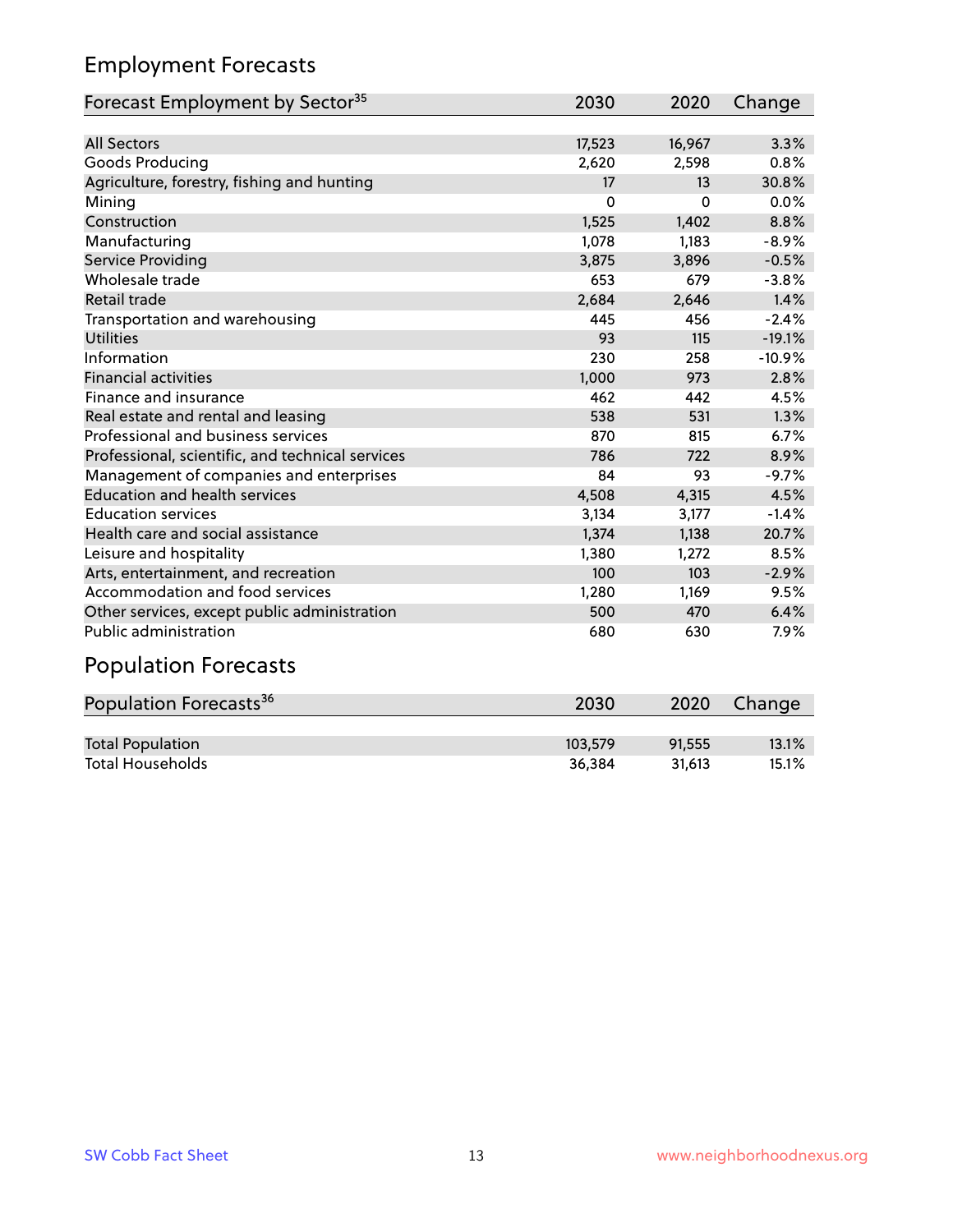## Employment Forecasts

| Forecast Employment by Sector[35] | 2030 | 2020 | Change |
|---|---|---|---|
| All Sectors | 17,523 | 16,967 | 3.3% |
| Goods Producing | 2,620 | 2,598 | 0.8% |
| Agriculture, forestry, fishing and hunting | 17 | 13 | 30.8% |
| Mining | 0 | 0 | 0.0% |
| Construction | 1,525 | 1,402 | 8.8% |
| Manufacturing | 1,078 | 1,183 | -8.9% |
| Service Providing | 3,875 | 3,896 | -0.5% |
| Wholesale trade | 653 | 679 | -3.8% |
| Retail trade | 2,684 | 2,646 | 1.4% |
| Transportation and warehousing | 445 | 456 | -2.4% |
| Utilities | 93 | 115 | -19.1% |
| Information | 230 | 258 | -10.9% |
| Financial activities | 1,000 | 973 | 2.8% |
| Finance and insurance | 462 | 442 | 4.5% |
| Real estate and rental and leasing | 538 | 531 | 1.3% |
| Professional and business services | 870 | 815 | 6.7% |
| Professional, scientific, and technical services | 786 | 722 | 8.9% |
| Management of companies and enterprises | 84 | 93 | -9.7% |
| Education and health services | 4,508 | 4,315 | 4.5% |
| Education services | 3,134 | 3,177 | -1.4% |
| Health care and social assistance | 1,374 | 1,138 | 20.7% |
| Leisure and hospitality | 1,380 | 1,272 | 8.5% |
| Arts, entertainment, and recreation | 100 | 103 | -2.9% |
| Accommodation and food services | 1,280 | 1,169 | 9.5% |
| Other services, except public administration | 500 | 470 | 6.4% |
| Public administration | 680 | 630 | 7.9% |

## Population Forecasts

| Population Forecasts[36] | 2030 | 2020 | Change |
|---|---|---|---|
| Total Population | 103,579 | 91,555 | 13.1% |
| Total Households | 36,384 | 31,613 | 15.1% |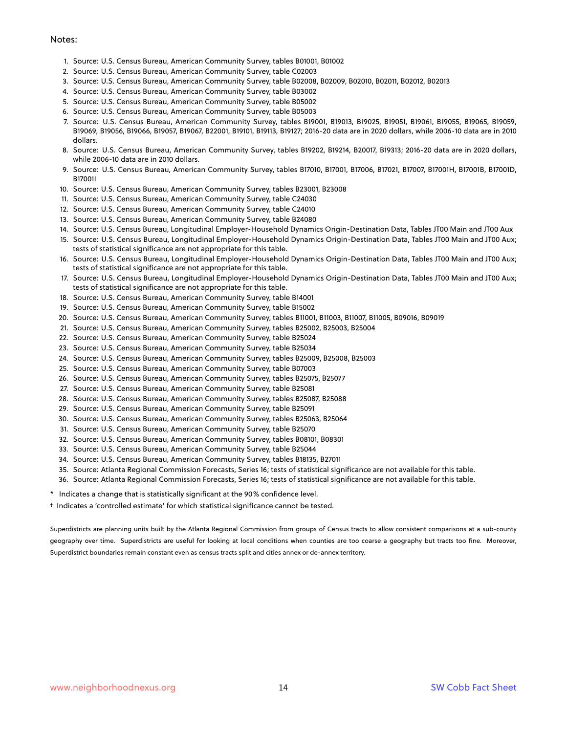Notes:

1. Source: U.S. Census Bureau, American Community Survey, tables B01001, B01002
2. Source: U.S. Census Bureau, American Community Survey, table C02003
3. Source: U.S. Census Bureau, American Community Survey, table B02008, B02009, B02010, B02011, B02012, B02013
4. Source: U.S. Census Bureau, American Community Survey, table B03002
5. Source: U.S. Census Bureau, American Community Survey, table B05002
6. Source: U.S. Census Bureau, American Community Survey, table B05003
7. Source: U.S. Census Bureau, American Community Survey, tables B19001, B19013, B19025, B19051, B19061, B19055, B19065, B19059, B19069, B19056, B19066, B19057, B19067, B22001, B19101, B19113, B19127; 2016-20 data are in 2020 dollars, while 2006-10 data are in 2010 dollars.
8. Source: U.S. Census Bureau, American Community Survey, tables B19202, B19214, B20017, B19313; 2016-20 data are in 2020 dollars, while 2006-10 data are in 2010 dollars.
9. Source: U.S. Census Bureau, American Community Survey, tables B17010, B17001, B17006, B17021, B17007, B17001H, B17001B, B17001D, B17001I
10. Source: U.S. Census Bureau, American Community Survey, tables B23001, B23008
11. Source: U.S. Census Bureau, American Community Survey, table C24030
12. Source: U.S. Census Bureau, American Community Survey, table C24010
13. Source: U.S. Census Bureau, American Community Survey, table B24080
14. Source: U.S. Census Bureau, Longitudinal Employer-Household Dynamics Origin-Destination Data, Tables JT00 Main and JT00 Aux
15. Source: U.S. Census Bureau, Longitudinal Employer-Household Dynamics Origin-Destination Data, Tables JT00 Main and JT00 Aux; tests of statistical significance are not appropriate for this table.
16. Source: U.S. Census Bureau, Longitudinal Employer-Household Dynamics Origin-Destination Data, Tables JT00 Main and JT00 Aux; tests of statistical significance are not appropriate for this table.
17. Source: U.S. Census Bureau, Longitudinal Employer-Household Dynamics Origin-Destination Data, Tables JT00 Main and JT00 Aux; tests of statistical significance are not appropriate for this table.
18. Source: U.S. Census Bureau, American Community Survey, table B14001
19. Source: U.S. Census Bureau, American Community Survey, table B15002
20. Source: U.S. Census Bureau, American Community Survey, tables B11001, B11003, B11007, B11005, B09016, B09019
21. Source: U.S. Census Bureau, American Community Survey, tables B25002, B25003, B25004
22. Source: U.S. Census Bureau, American Community Survey, table B25024
23. Source: U.S. Census Bureau, American Community Survey, table B25034
24. Source: U.S. Census Bureau, American Community Survey, tables B25009, B25008, B25003
25. Source: U.S. Census Bureau, American Community Survey, table B07003
26. Source: U.S. Census Bureau, American Community Survey, tables B25075, B25077
27. Source: U.S. Census Bureau, American Community Survey, table B25081
28. Source: U.S. Census Bureau, American Community Survey, tables B25087, B25088
29. Source: U.S. Census Bureau, American Community Survey, table B25091
30. Source: U.S. Census Bureau, American Community Survey, tables B25063, B25064
31. Source: U.S. Census Bureau, American Community Survey, table B25070
32. Source: U.S. Census Bureau, American Community Survey, tables B08101, B08301
33. Source: U.S. Census Bureau, American Community Survey, table B25044
34. Source: U.S. Census Bureau, American Community Survey, tables B18135, B27011
35. Source: Atlanta Regional Commission Forecasts, Series 16; tests of statistical significance are not available for this table.
36. Source: Atlanta Regional Commission Forecasts, Series 16; tests of statistical significance are not available for this table.

\* Indicates a change that is statistically significant at the 90% confidence level.

† Indicates a 'controlled estimate' for which statistical significance cannot be tested.

Superdistricts are planning units built by the Atlanta Regional Commission from groups of Census tracts to allow consistent comparisons at a sub-county geography over time. Superdistricts are useful for looking at local conditions when counties are too coarse a geography but tracts too fine. Moreover, Superdistrict boundaries remain constant even as census tracts split and cities annex or de-annex territory.